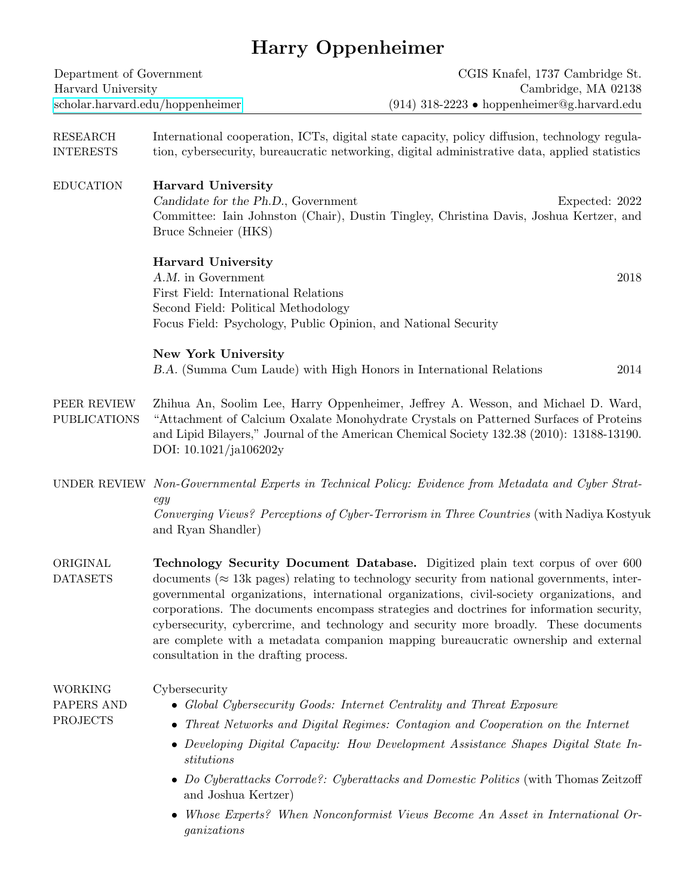# Harry Oppenheimer

Department of Government
Harvard University
scholar.harvard.edu/hoppenheimer

CGIS Knafel, 1737 Cambridge St.
Cambridge, MA 02138
(914) 318-2223 • hoppenheimer@g.harvard.edu

## RESEARCH INTERESTS

International cooperation, ICTs, digital state capacity, policy diffusion, technology regulation, cybersecurity, bureaucratic networking, digital administrative data, applied statistics

## EDUCATION

**Harvard University**
*Candidate for the Ph.D.*, Government — Expected: 2022
Committee: Iain Johnston (Chair), Dustin Tingley, Christina Davis, Joshua Kertzer, and Bruce Schneier (HKS)

**Harvard University**
*A.M.* in Government — 2018
First Field: International Relations
Second Field: Political Methodology
Focus Field: Psychology, Public Opinion, and National Security

**New York University**
*B.A.* (Summa Cum Laude) with High Honors in International Relations — 2014

## PEER REVIEW PUBLICATIONS

Zhihua An, Soolim Lee, Harry Oppenheimer, Jeffrey A. Wesson, and Michael D. Ward, "Attachment of Calcium Oxalate Monohydrate Crystals on Patterned Surfaces of Proteins and Lipid Bilayers," Journal of the American Chemical Society 132.38 (2010): 13188-13190. DOI: 10.1021/ja106202y

## UNDER REVIEW

*Non-Governmental Experts in Technical Policy: Evidence from Metadata and Cyber Strategy*

*Converging Views? Perceptions of Cyber-Terrorism in Three Countries* (with Nadiya Kostyuk and Ryan Shandler)

## ORIGINAL DATASETS

**Technology Security Document Database.** Digitized plain text corpus of over 600 documents ($\approx$ 13k pages) relating to technology security from national governments, intergovernmental organizations, international organizations, civil-society organizations, and corporations. The documents encompass strategies and doctrines for information security, cybersecurity, cybercrime, and technology and security more broadly. These documents are complete with a metadata companion mapping bureaucratic ownership and external consultation in the drafting process.

## WORKING PAPERS AND PROJECTS

Cybersecurity

- *Global Cybersecurity Goods: Internet Centrality and Threat Exposure*
- *Threat Networks and Digital Regimes: Contagion and Cooperation on the Internet*
- *Developing Digital Capacity: How Development Assistance Shapes Digital State Institutions*
- *Do Cyberattacks Corrode?: Cyberattacks and Domestic Politics* (with Thomas Zeitzoff and Joshua Kertzer)
- *Whose Experts? When Nonconformist Views Become An Asset in International Organizations*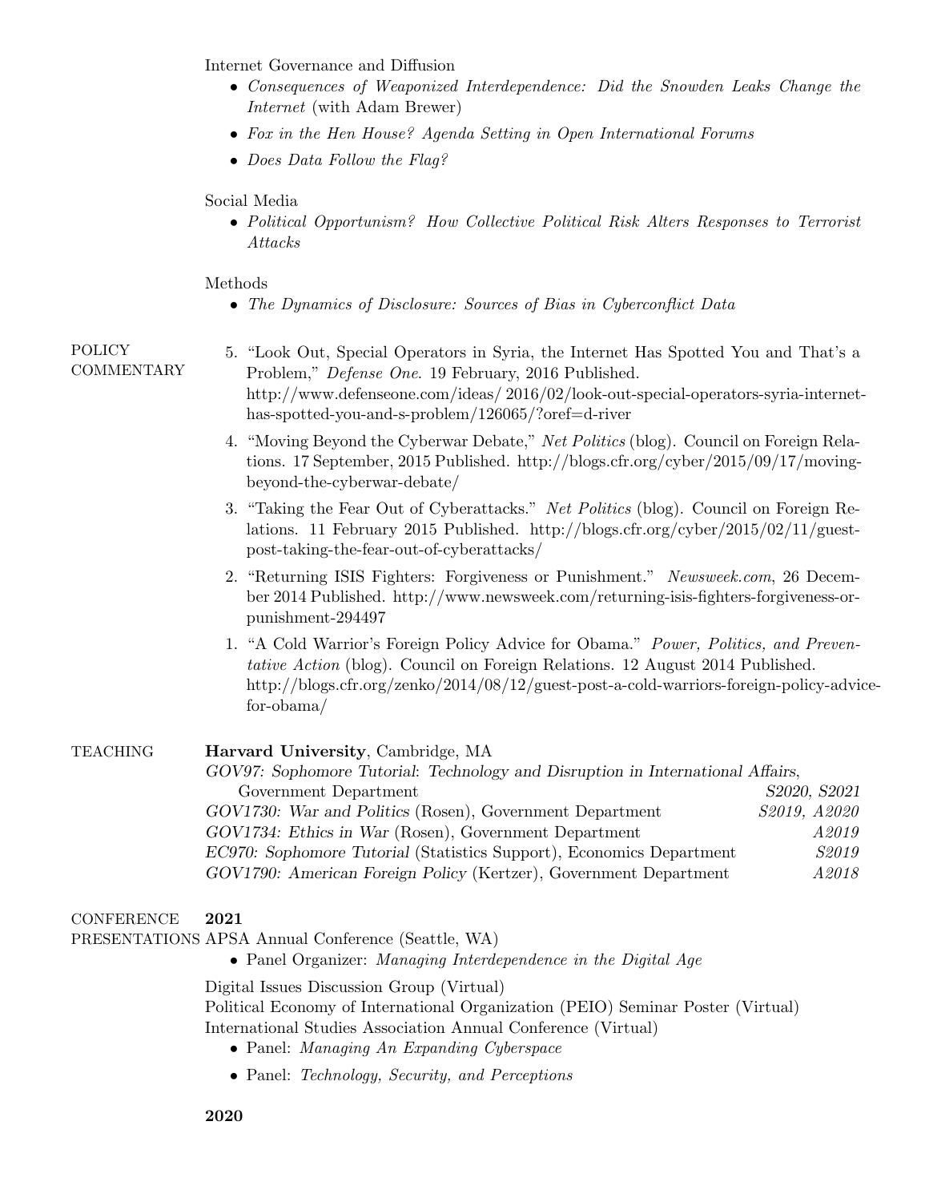Internet Governance and Diffusion

- *Consequences of Weaponized Interdependence: Did the Snowden Leaks Change the Internet* (with Adam Brewer)
- *Fox in the Hen House? Agenda Setting in Open International Forums*
- *Does Data Follow the Flag?*

Social Media

- *Political Opportunism? How Collective Political Risk Alters Responses to Terrorist Attacks*

Methods

- *The Dynamics of Disclosure: Sources of Bias in Cyberconflict Data*

## POLICY COMMENTARY

5. "Look Out, Special Operators in Syria, the Internet Has Spotted You and That's a Problem," *Defense One*. 19 February, 2016 Published. http://www.defenseone.com/ideas/ 2016/02/look-out-special-operators-syria-internet-has-spotted-you-and-s-problem/126065/?oref=d-river
4. "Moving Beyond the Cyberwar Debate," *Net Politics* (blog). Council on Foreign Relations. 17 September, 2015 Published. http://blogs.cfr.org/cyber/2015/09/17/moving-beyond-the-cyberwar-debate/
3. "Taking the Fear Out of Cyberattacks." *Net Politics* (blog). Council on Foreign Relations. 11 February 2015 Published. http://blogs.cfr.org/cyber/2015/02/11/guest-post-taking-the-fear-out-of-cyberattacks/
2. "Returning ISIS Fighters: Forgiveness or Punishment." *Newsweek.com*, 26 December 2014 Published. http://www.newsweek.com/returning-isis-fighters-forgiveness-or-punishment-294497
1. "A Cold Warrior's Foreign Policy Advice for Obama." *Power, Politics, and Preventative Action* (blog). Council on Foreign Relations. 12 August 2014 Published. http://blogs.cfr.org/zenko/2014/08/12/guest-post-a-cold-warriors-foreign-policy-advice-for-obama/

## TEACHING

**Harvard University**, Cambridge, MA

| | |
|---|---|
| *GOV97: Sophomore Tutorial: Technology and Disruption in International Affairs*, Government Department | *S2020, S2021* |
| *GOV1730: War and Politics* (Rosen), Government Department | *S2019, A2020* |
| *GOV1734: Ethics in War* (Rosen), Government Department | *A2019* |
| *EC970: Sophomore Tutorial* (Statistics Support), Economics Department | *S2019* |
| *GOV1790: American Foreign Policy* (Kertzer), Government Department | *A2018* |

## CONFERENCE PRESENTATIONS

**2021**

APSA Annual Conference (Seattle, WA)

- Panel Organizer: *Managing Interdependence in the Digital Age*

Digital Issues Discussion Group (Virtual)

Political Economy of International Organization (PEIO) Seminar Poster (Virtual)

International Studies Association Annual Conference (Virtual)

- Panel: *Managing An Expanding Cyberspace*
- Panel: *Technology, Security, and Perceptions*

**2020**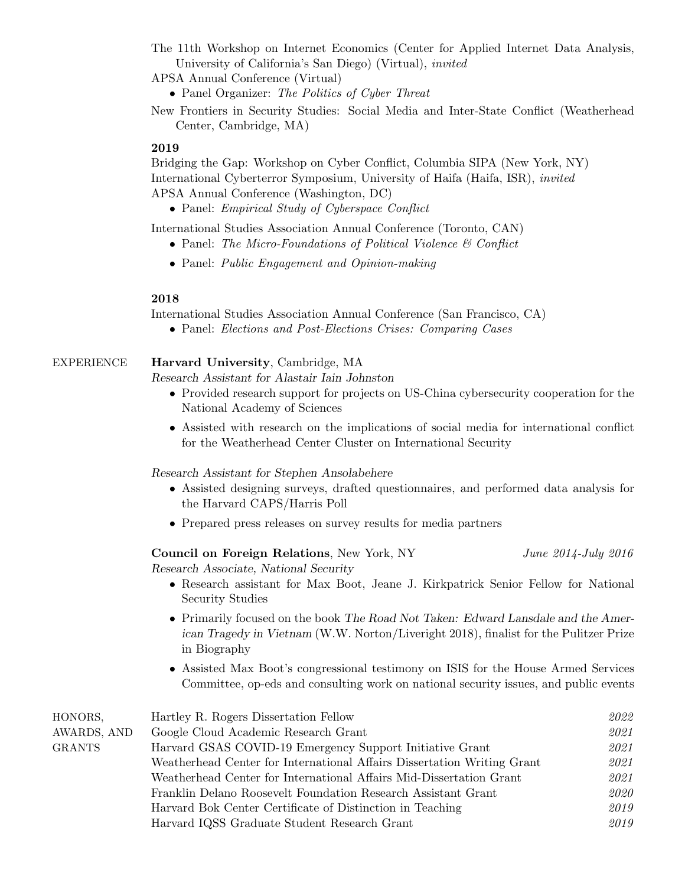The 11th Workshop on Internet Economics (Center for Applied Internet Data Analysis, University of California's San Diego) (Virtual), *invited*

APSA Annual Conference (Virtual)

- Panel Organizer: *The Politics of Cyber Threat*

New Frontiers in Security Studies: Social Media and Inter-State Conflict (Weatherhead Center, Cambridge, MA)

**2019**

Bridging the Gap: Workshop on Cyber Conflict, Columbia SIPA (New York, NY)

International Cyberterror Symposium, University of Haifa (Haifa, ISR), *invited*

APSA Annual Conference (Washington, DC)

- Panel: *Empirical Study of Cyberspace Conflict*

International Studies Association Annual Conference (Toronto, CAN)

- Panel: *The Micro-Foundations of Political Violence & Conflict*
- Panel: *Public Engagement and Opinion-making*

**2018**

International Studies Association Annual Conference (San Francisco, CA)

- Panel: *Elections and Post-Elections Crises: Comparing Cases*

## EXPERIENCE

**Harvard University**, Cambridge, MA

*Research Assistant for Alastair Iain Johnston*

- Provided research support for projects on US-China cybersecurity cooperation for the National Academy of Sciences
- Assisted with research on the implications of social media for international conflict for the Weatherhead Center Cluster on International Security

*Research Assistant for Stephen Ansolabehere*

- Assisted designing surveys, drafted questionnaires, and performed data analysis for the Harvard CAPS/Harris Poll
- Prepared press releases on survey results for media partners

**Council on Foreign Relations**, New York, NY — *June 2014-July 2016*

*Research Associate, National Security*

- Research assistant for Max Boot, Jeane J. Kirkpatrick Senior Fellow for National Security Studies
- Primarily focused on the book *The Road Not Taken: Edward Lansdale and the American Tragedy in Vietnam* (W.W. Norton/Liveright 2018), finalist for the Pulitzer Prize in Biography
- Assisted Max Boot's congressional testimony on ISIS for the House Armed Services Committee, op-eds and consulting work on national security issues, and public events

## HONORS, AWARDS, AND GRANTS

| | |
|---|---|
| Hartley R. Rogers Dissertation Fellow | *2022* |
| Google Cloud Academic Research Grant | *2021* |
| Harvard GSAS COVID-19 Emergency Support Initiative Grant | *2021* |
| Weatherhead Center for International Affairs Dissertation Writing Grant | *2021* |
| Weatherhead Center for International Affairs Mid-Dissertation Grant | *2021* |
| Franklin Delano Roosevelt Foundation Research Assistant Grant | *2020* |
| Harvard Bok Center Certificate of Distinction in Teaching | *2019* |
| Harvard IQSS Graduate Student Research Grant | *2019* |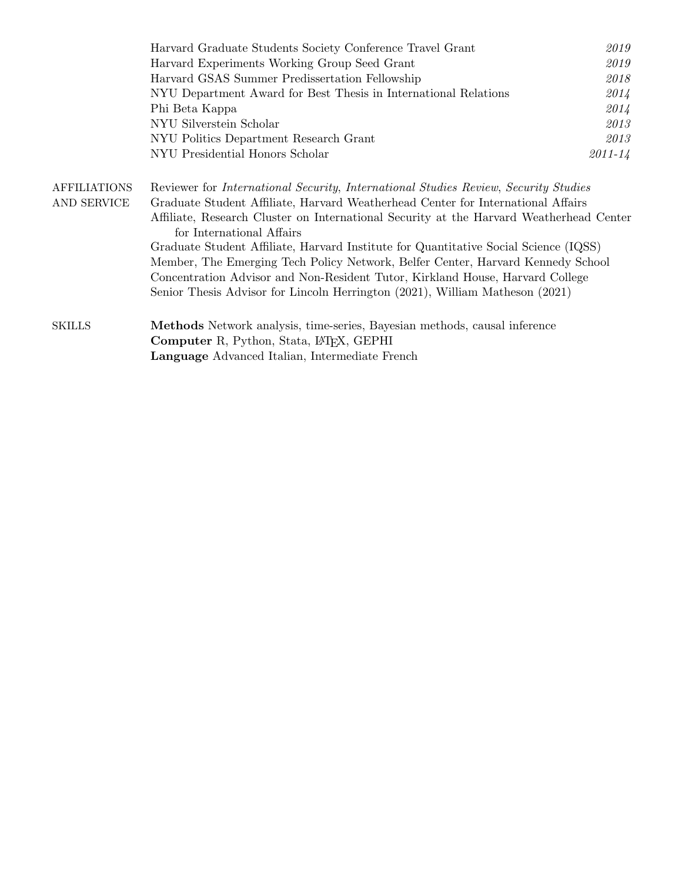| | |
|---|---|
| Harvard Graduate Students Society Conference Travel Grant | *2019* |
| Harvard Experiments Working Group Seed Grant | *2019* |
| Harvard GSAS Summer Predissertation Fellowship | *2018* |
| NYU Department Award for Best Thesis in International Relations | *2014* |
| Phi Beta Kappa | *2014* |
| NYU Silverstein Scholar | *2013* |
| NYU Politics Department Research Grant | *2013* |
| NYU Presidential Honors Scholar | *2011-14* |

## AFFILIATIONS AND SERVICE

Reviewer for *International Security*, *International Studies Review*, *Security Studies*
Graduate Student Affiliate, Harvard Weatherhead Center for International Affairs
Affiliate, Research Cluster on International Security at the Harvard Weatherhead Center for International Affairs
Graduate Student Affiliate, Harvard Institute for Quantitative Social Science (IQSS)
Member, The Emerging Tech Policy Network, Belfer Center, Harvard Kennedy School
Concentration Advisor and Non-Resident Tutor, Kirkland House, Harvard College
Senior Thesis Advisor for Lincoln Herrington (2021), William Matheson (2021)

## SKILLS

**Methods** Network analysis, time-series, Bayesian methods, causal inference
**Computer** R, Python, Stata, LaTeX, GEPHI
**Language** Advanced Italian, Intermediate French